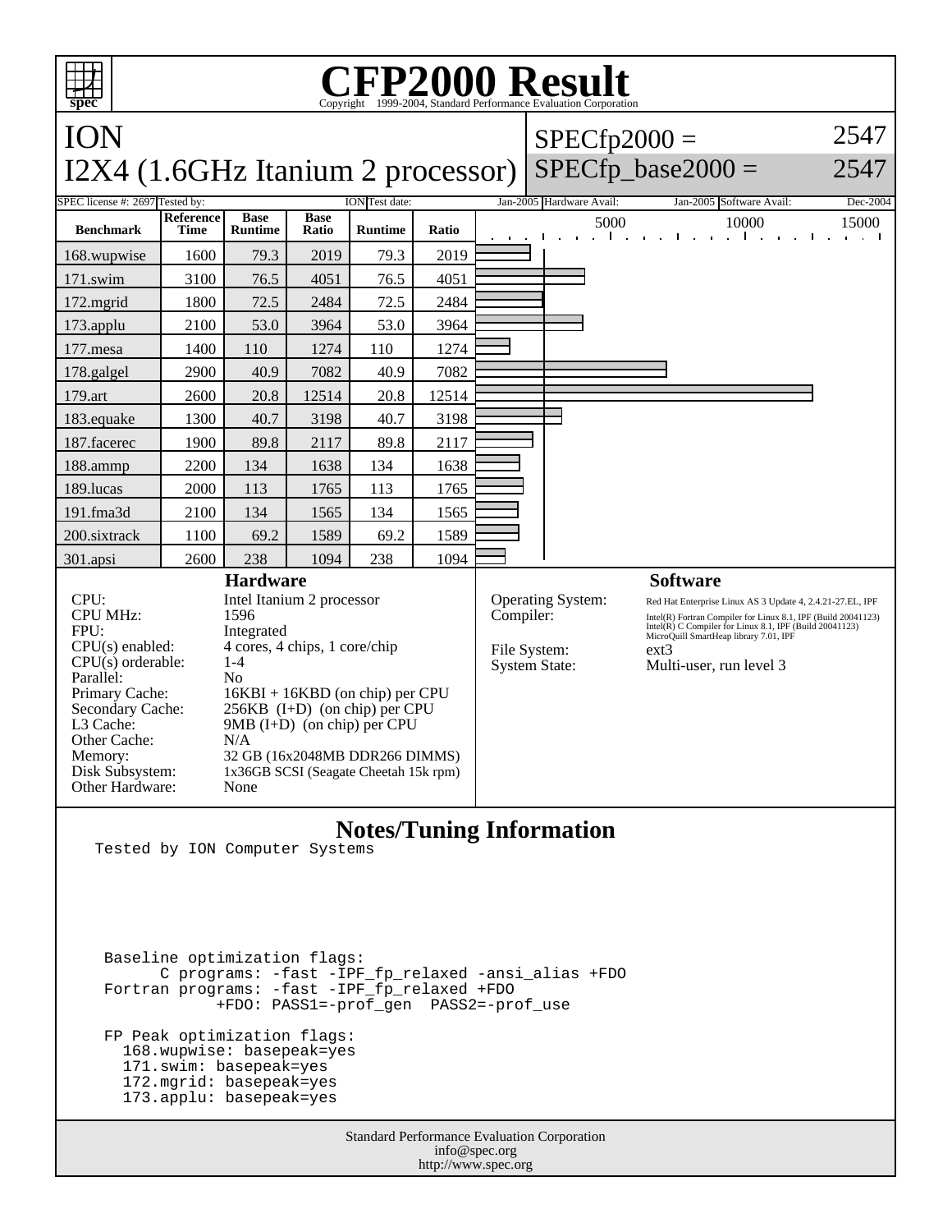# CFP2000 Result

Copyright 1999-2004, Standard Performance Evaluation Corporation

## ION
## I2X4 (1.6GHz Itanium 2 processor)

SPECfp2000 = 2547

SPECfp_base2000 = 2547

SPEC license #: 2697 | Tested by: ION | Test date: Jan-2005 | Hardware Avail: Jan-2005 | Software Avail: Dec-2004

| Benchmark | Reference Time | Base Runtime | Base Ratio | Runtime | Ratio |
|---|---|---|---|---|---|
| 168.wupwise | 1600 | 79.3 | 2019 | 79.3 | 2019 |
| 171.swim | 3100 | 76.5 | 4051 | 76.5 | 4051 |
| 172.mgrid | 1800 | 72.5 | 2484 | 72.5 | 2484 |
| 173.applu | 2100 | 53.0 | 3964 | 53.0 | 3964 |
| 177.mesa | 1400 | 110 | 1274 | 110 | 1274 |
| 178.galgel | 2900 | 40.9 | 7082 | 40.9 | 7082 |
| 179.art | 2600 | 20.8 | 12514 | 20.8 | 12514 |
| 183.equake | 1300 | 40.7 | 3198 | 40.7 | 3198 |
| 187.facerec | 1900 | 89.8 | 2117 | 89.8 | 2117 |
| 188.ammp | 2200 | 134 | 1638 | 134 | 1638 |
| 189.lucas | 2000 | 113 | 1765 | 113 | 1765 |
| 191.fma3d | 2100 | 134 | 1565 | 134 | 1565 |
| 200.sixtrack | 1100 | 69.2 | 1589 | 69.2 | 1589 |
| 301.apsi | 2600 | 238 | 1094 | 238 | 1094 |

### Hardware

| | |
|---|---|
| CPU: | Intel Itanium 2 processor |
| CPU MHz: | 1596 |
| FPU: | Integrated |
| CPU(s) enabled: | 4 cores, 4 chips, 1 core/chip |
| CPU(s) orderable: | 1-4 |
| Parallel: | No |
| Primary Cache: | 16KBI + 16KBD (on chip) per CPU |
| Secondary Cache: | 256KB (I+D) (on chip) per CPU |
| L3 Cache: | 9MB (I+D) (on chip) per CPU |
| Other Cache: | N/A |
| Memory: | 32 GB (16x2048MB DDR266 DIMMS) |
| Disk Subsystem: | 1x36GB SCSI (Seagate Cheetah 15k rpm) |
| Other Hardware: | None |

### Software

| | |
|---|---|
| Operating System: | Red Hat Enterprise Linux AS 3 Update 4, 2.4.21-27.EL, IPF |
| Compiler: | Intel(R) Fortran Compiler for Linux 8.1, IPF (Build 20041123) Intel(R) C Compiler for Linux 8.1, IPF (Build 20041123) MicroQuill SmartHeap library 7.01, IPF |
| File System: | ext3 |
| System State: | Multi-user, run level 3 |

## Notes/Tuning Information

```
Tested by ION Computer Systems




  Baseline optimization flags:
        C programs: -fast -IPF_fp_relaxed -ansi_alias +FDO
  Fortran programs: -fast -IPF_fp_relaxed +FDO
              +FDO: PASS1=-prof_gen  PASS2=-prof_use

  FP Peak optimization flags:
    168.wupwise: basepeak=yes
    171.swim: basepeak=yes
    172.mgrid: basepeak=yes
    173.applu: basepeak=yes
```

Standard Performance Evaluation Corporation
info@spec.org
http://www.spec.org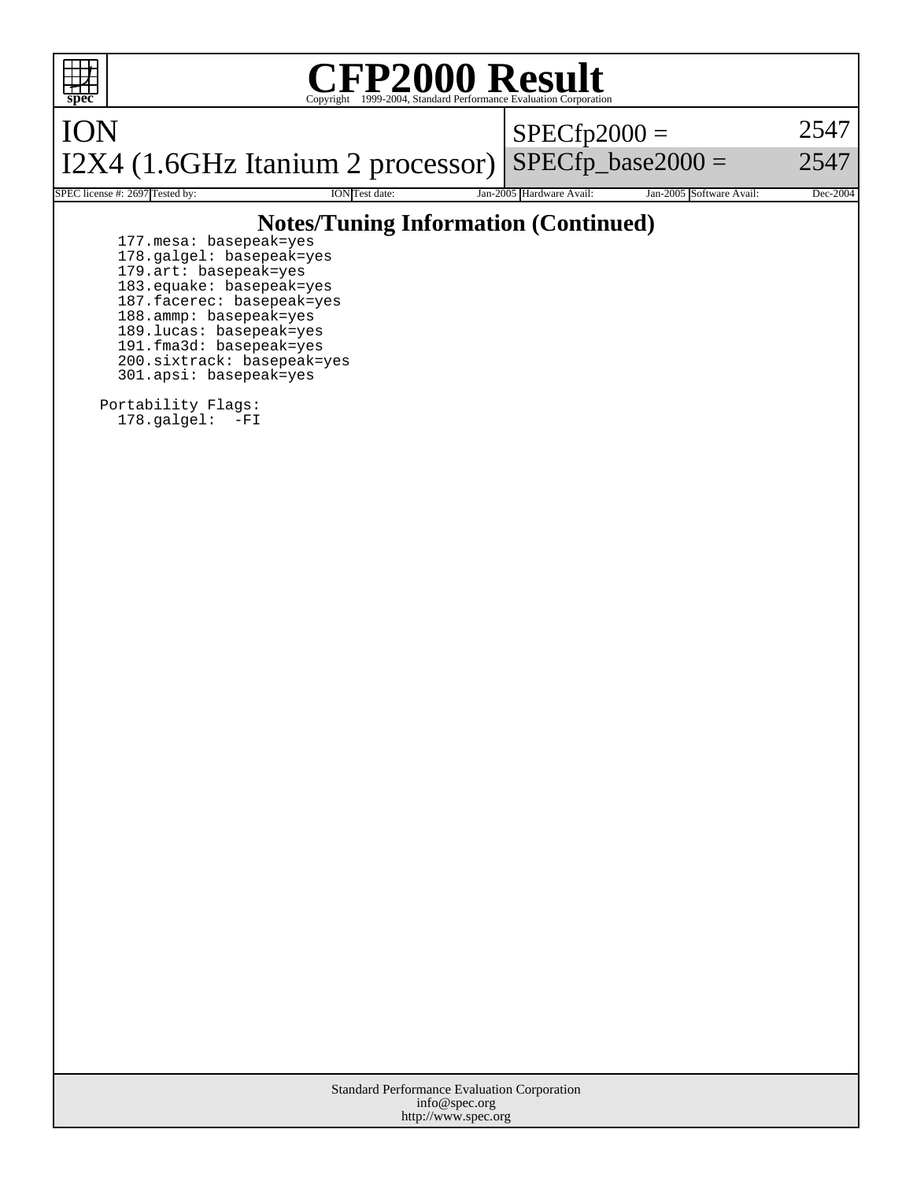# CFP2000 Result

Copyright 1999-2004, Standard Performance Evaluation Corporation

ION
I2X4 (1.6GHz Itanium 2 processor)

SPECfp2000 = 2547
SPECfp_base2000 = 2547

| SPEC license #: 2697 | Tested by: ION | Test date: Jan-2005 | Hardware Avail: Jan-2005 | Software Avail: Dec-2004 |
|---|---|---|---|---|

## Notes/Tuning Information (Continued)

```
      177.mesa: basepeak=yes
      178.galgel: basepeak=yes
      179.art: basepeak=yes
      183.equake: basepeak=yes
      187.facerec: basepeak=yes
      188.ammp: basepeak=yes
      189.lucas: basepeak=yes
      191.fma3d: basepeak=yes
      200.sixtrack: basepeak=yes
      301.apsi: basepeak=yes

    Portability Flags:
      178.galgel:  -FI
```

Standard Performance Evaluation Corporation
info@spec.org
http://www.spec.org